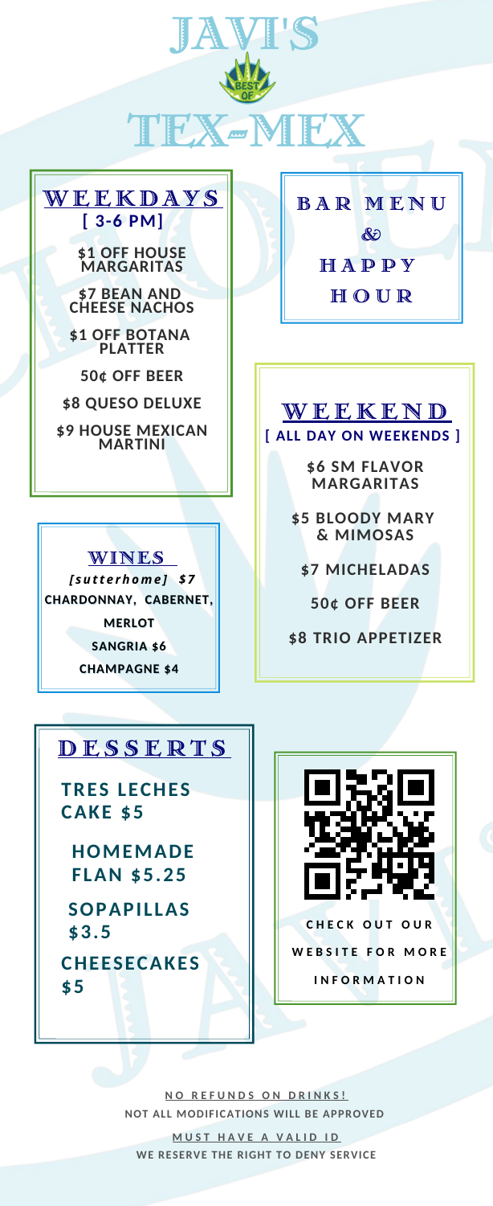# JAVI'S

BEST OF

# TEX-MEX

## BAR MENU & HAPPY HOUR

## WEEKDAYS

[ 3-6 PM]

$1 OFF HOUSE MARGARITAS

$7 BEAN AND CHEESE NACHOS

$1 OFF BOTANA PLATTER

50¢ OFF BEER

$8 QUESO DELUXE

$9 HOUSE MEXICAN MARTINI

## WEEKEND

[ ALL DAY ON WEEKENDS ]

$6 SM FLAVOR MARGARITAS

$5 BLOODY MARY & MIMOSAS

$7 MICHELADAS

50¢ OFF BEER

$8 TRIO APPETIZER

## WINES

*[sutterhome] $7*

CHARDONNAY, CABERNET, MERLOT

SANGRIA $6

CHAMPAGNE $4

## DESSERTS

TRES LECHES CAKE $5

HOMEMADE FLAN $5.25

SOPAPILLAS $3.5

CHEESECAKES $5

CHECK OUT OUR WEBSITE FOR MORE INFORMATION

NO REFUNDS ON DRINKS!

NOT ALL MODIFICATIONS WILL BE APPROVED

MUST HAVE A VALID ID

WE RESERVE THE RIGHT TO DENY SERVICE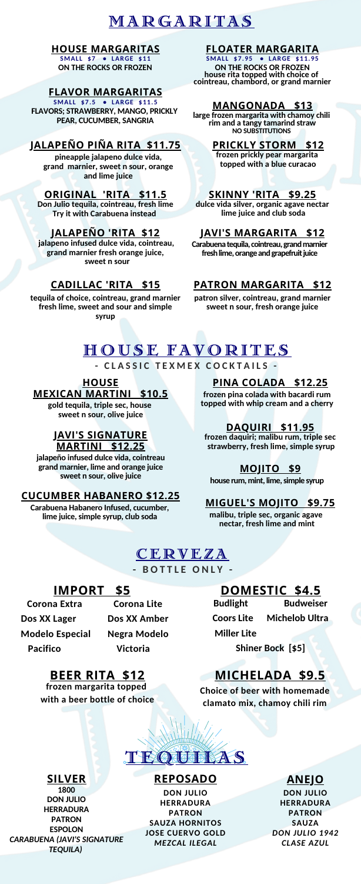# MARGARITAS

### HOUSE MARGARITAS

SMALL $7 • LARGE $11
ON THE ROCKS OR FROZEN

### FLAVOR MARGARITAS

SMALL $7.5 • LARGE $11.5
FLAVORS; STRAWBERRY, MANGO, PRICKLY PEAR, CUCUMBER, SANGRIA

### JALAPEÑO PIÑA RITA $11.75

pineapple jalapeno dulce vida, grand marnier, sweet n sour, orange and lime juice

### ORIGINAL 'RITA $11.5

Don Julio tequila, cointreau, fresh lime
Try it with Carabuena instead

### JALAPEÑO 'RITA $12

jalapeno infused dulce vida, cointreau, grand marnier fresh orange juice, sweet n sour

### CADILLAC 'RITA $15

tequila of choice, cointreau, grand marnier fresh lime, sweet and sour and simple syrup

### FLOATER MARGARITA

SMALL $7.95 • LARGE $11.95
ON THE ROCKS OR FROZEN
house rita topped with choice of cointreau, chambord, or grand marnier

### MANGONADA $13

large frozen margarita with chamoy chili rim and a tangy tamarind straw
NO SUBSTITUTIONS

### PRICKLY STORM $12

frozen prickly pear margarita topped with a blue curacao

### SKINNY 'RITA $9.25

dulce vida silver, organic agave nectar lime juice and club soda

### JAVI'S MARGARITA $12

Carabuena tequila, cointreau, grand marnier fresh lime, orange and grapefruit juice

### PATRON MARGARITA $12

patron silver, cointreau, grand marnier sweet n sour, fresh orange juice

# HOUSE FAVORITES

- CLASSIC TEXMEX COCKTAILS -

### HOUSE MEXICAN MARTINI $10.5

gold tequila, triple sec, house sweet n sour, olive juice

### JAVI'S SIGNATURE MARTINI $12.25

jalapeño infused dulce vida, cointreau grand marnier, lime and orange juice sweet n sour, olive juice

### CUCUMBER HABANERO $12.25

Carabuena Habanero Infused, cucumber, lime juice, simple syrup, club soda

### PINA COLADA $12.25

frozen pina colada with bacardi rum topped with whip cream and a cherry

### DAQUIRI $11.95

frozen daquiri; malibu rum, triple sec strawberry, fresh lime, simple syrup

### MOJITO $9

house rum, mint, lime, simple syrup

### MIGUEL'S MOJITO $9.75

malibu, triple sec, organic agave nectar, fresh lime and mint

# CERVEZA

- BOTTLE ONLY -

## IMPORT $5

Corona Extra
Corona Lite
Dos XX Lager
Dos XX Amber
Modelo Especial
Negra Modelo
Pacifico
Victoria

## DOMESTIC $4.5

Budlight
Budweiser
Coors Lite
Michelob Ultra
Miller Lite
Shiner Bock [$5]

## BEER RITA $12

frozen margarita topped with a beer bottle of choice

## MICHELADA $9.5

Choice of beer with homemade clamato mix, chamoy chili rim

# TEQUILAS

### SILVER

1800
DON JULIO
HERRADURA
PATRON
ESPOLON
*CARABUENA (JAVI'S SIGNATURE TEQUILA)*

### REPOSADO

DON JULIO
HERRADURA
PATRON
SAUZA HORNITOS
JOSE CUERVO GOLD
*MEZCAL ILEGAL*

### ANEJO

DON JULIO
HERRADURA
PATRON
SAUZA
*DON JULIO 1942*
*CLASE AZUL*